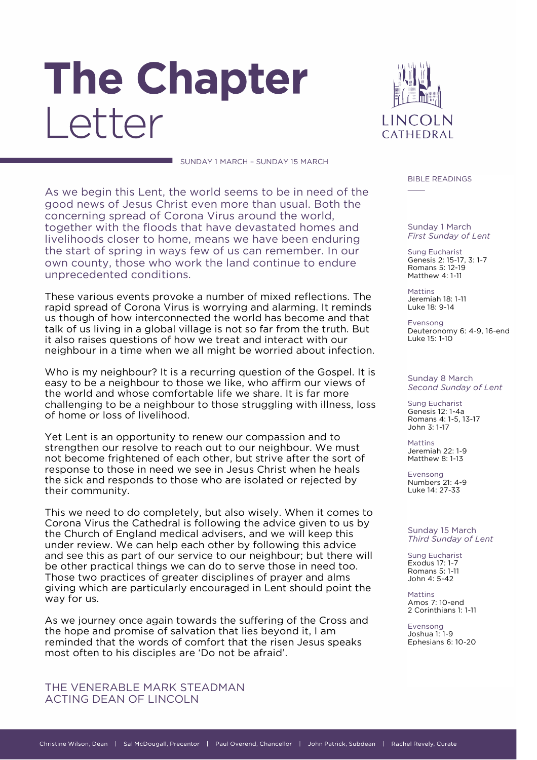# The Chapter Letter

LINCOLN CATHEDRAL

SUNDAY 1 MARCH – SUNDAY 15 MARCH

As we begin this Lent, the world seems to be in need of the good news of Jesus Christ even more than usual. Both the concerning spread of Corona Virus around the world, together with the floods that have devastated homes and livelihoods closer to home, means we have been enduring the start of spring in ways few of us can remember. In our own county, those who work the land continue to endure unprecedented conditions.

These various events provoke a number of mixed reflections. The rapid spread of Corona Virus is worrying and alarming. It reminds us though of how interconnected the world has become and that talk of us living in a global village is not so far from the truth. But it also raises questions of how we treat and interact with our neighbour in a time when we all might be worried about infection.

Who is my neighbour? It is a recurring question of the Gospel. It is easy to be a neighbour to those we like, who affirm our views of the world and whose comfortable life we share. It is far more challenging to be a neighbour to those struggling with illness, loss of home or loss of livelihood.

Yet Lent is an opportunity to renew our compassion and to strengthen our resolve to reach out to our neighbour. We must not become frightened of each other, but strive after the sort of response to those in need we see in Jesus Christ when he heals the sick and responds to those who are isolated or rejected by their community.

This we need to do completely, but also wisely. When it comes to Corona Virus the Cathedral is following the advice given to us by the Church of England medical advisers, and we will keep this under review. We can help each other by following this advice and see this as part of our service to our neighbour; but there will be other practical things we can do to serve those in need too. Those two practices of greater disciplines of prayer and alms giving which are particularly encouraged in Lent should point the way for us.

As we journey once again towards the suffering of the Cross and the hope and promise of salvation that lies beyond it, I am reminded that the words of comfort that the risen Jesus speaks most often to his disciples are ‘Do not be afraid’.

THE VENERABLE MARK STEADMAN
ACTING DEAN OF LINCOLN

## BIBLE READINGS

**Sunday 1 March**
*First Sunday of Lent*

Sung Eucharist
Genesis 2: 15-17, 3: 1-7
Romans 5: 12-19
Matthew 4: 1-11

Mattins
Jeremiah 18: 1-11
Luke 18: 9-14

Evensong
Deuteronomy 6: 4-9, 16-end
Luke 15: 1-10

**Sunday 8 March**
*Second Sunday of Lent*

Sung Eucharist
Genesis 12: 1-4a
Romans 4: 1-5, 13-17
John 3: 1-17

Mattins
Jeremiah 22: 1-9
Matthew 8: 1-13

Evensong
Numbers 21: 4-9
Luke 14: 27-33

**Sunday 15 March**
*Third Sunday of Lent*

Sung Eucharist
Exodus 17: 1-7
Romans 5: 1-11
John 4: 5-42

Mattins
Amos 7: 10-end
2 Corinthians 1: 1-11

Evensong
Joshua 1: 1-9
Ephesians 6: 10-20

Christine Wilson, Dean | Sal McDougall, Precentor | Paul Overend, Chancellor | John Patrick, Subdean | Rachel Revely, Curate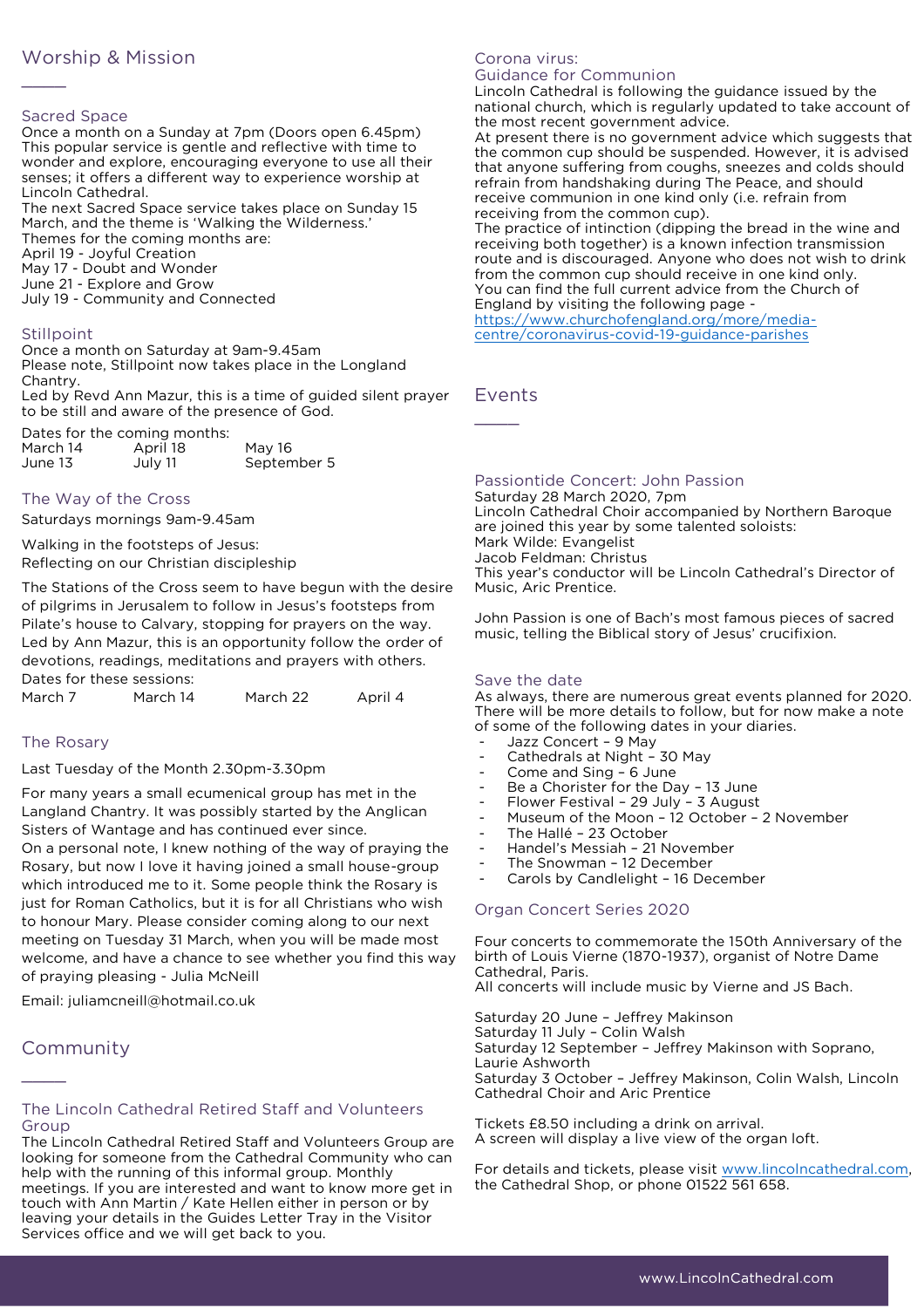## Worship & Mission

### Sacred Space

Once a month on a Sunday at 7pm (Doors open 6.45pm)
This popular service is gentle and reflective with time to wonder and explore, encouraging everyone to use all their senses; it offers a different way to experience worship at Lincoln Cathedral.
The next Sacred Space service takes place on Sunday 15 March, and the theme is 'Walking the Wilderness.'
Themes for the coming months are:
April 19 - Joyful Creation
May 17 - Doubt and Wonder
June 21 - Explore and Grow
July 19 - Community and Connected

### Stillpoint

Once a month on Saturday at 9am-9.45am
Please note, Stillpoint now takes place in the Longland Chantry.
Led by Revd Ann Mazur, this is a time of guided silent prayer to be still and aware of the presence of God.

Dates for the coming months:

| | | |
|---|---|---|
| March 14 | April 18 | May 16 |
| June 13 | July 11 | September 5 |

### The Way of the Cross

Saturdays mornings 9am-9.45am

Walking in the footsteps of Jesus:
Reflecting on our Christian discipleship

The Stations of the Cross seem to have begun with the desire of pilgrims in Jerusalem to follow in Jesus's footsteps from Pilate's house to Calvary, stopping for prayers on the way. Led by Ann Mazur, this is an opportunity follow the order of devotions, readings, meditations and prayers with others.
Dates for these sessions:

| | | | |
|---|---|---|---|
| March 7 | March 14 | March 22 | April 4 |

### The Rosary

Last Tuesday of the Month 2.30pm-3.30pm

For many years a small ecumenical group has met in the Langland Chantry. It was possibly started by the Anglican Sisters of Wantage and has continued ever since.
On a personal note, I knew nothing of the way of praying the Rosary, but now I love it having joined a small house-group which introduced me to it. Some people think the Rosary is just for Roman Catholics, but it is for all Christians who wish to honour Mary. Please consider coming along to our next meeting on Tuesday 31 March, when you will be made most welcome, and have a chance to see whether you find this way of praying pleasing - Julia McNeill

Email: juliamcneill@hotmail.co.uk

## Community

### The Lincoln Cathedral Retired Staff and Volunteers Group

The Lincoln Cathedral Retired Staff and Volunteers Group are looking for someone from the Cathedral Community who can help with the running of this informal group. Monthly meetings. If you are interested and want to know more get in touch with Ann Martin / Kate Hellen either in person or by leaving your details in the Guides Letter Tray in the Visitor Services office and we will get back to you.

### Corona virus: Guidance for Communion

Lincoln Cathedral is following the guidance issued by the national church, which is regularly updated to take account of the most recent government advice.
At present there is no government advice which suggests that the common cup should be suspended. However, it is advised that anyone suffering from coughs, sneezes and colds should refrain from handshaking during The Peace, and should receive communion in one kind only (i.e. refrain from receiving from the common cup).
The practice of intinction (dipping the bread in the wine and receiving both together) is a known infection transmission route and is discouraged. Anyone who does not wish to drink from the common cup should receive in one kind only.
You can find the full current advice from the Church of England by visiting the following page - [https://www.churchofengland.org/more/media-centre/coronavirus-covid-19-guidance-parishes](https://www.churchofengland.org/more/media-centre/coronavirus-covid-19-guidance-parishes)

## Events

### Passiontide Concert: John Passion

Saturday 28 March 2020, 7pm
Lincoln Cathedral Choir accompanied by Northern Baroque are joined this year by some talented soloists:
Mark Wilde: Evangelist
Jacob Feldman: Christus
This year's conductor will be Lincoln Cathedral's Director of Music, Aric Prentice.

John Passion is one of Bach's most famous pieces of sacred music, telling the Biblical story of Jesus' crucifixion.

### Save the date

As always, there are numerous great events planned for 2020. There will be more details to follow, but for now make a note of some of the following dates in your diaries.

- Jazz Concert – 9 May
- Cathedrals at Night – 30 May
- Come and Sing – 6 June
- Be a Chorister for the Day – 13 June
- Flower Festival – 29 July – 3 August
- Museum of the Moon – 12 October – 2 November
- The Hallé – 23 October
- Handel's Messiah – 21 November
- The Snowman – 12 December
- Carols by Candlelight – 16 December

### Organ Concert Series 2020

Four concerts to commemorate the 150th Anniversary of the birth of Louis Vierne (1870-1937), organist of Notre Dame Cathedral, Paris.
All concerts will include music by Vierne and JS Bach.

Saturday 20 June – Jeffrey Makinson
Saturday 11 July – Colin Walsh
Saturday 12 September – Jeffrey Makinson with Soprano, Laurie Ashworth
Saturday 3 October – Jeffrey Makinson, Colin Walsh, Lincoln Cathedral Choir and Aric Prentice

Tickets £8.50 including a drink on arrival.
A screen will display a live view of the organ loft.

For details and tickets, please visit [www.lincolncathedral.com](http://www.lincolncathedral.com), the Cathedral Shop, or phone 01522 561 658.